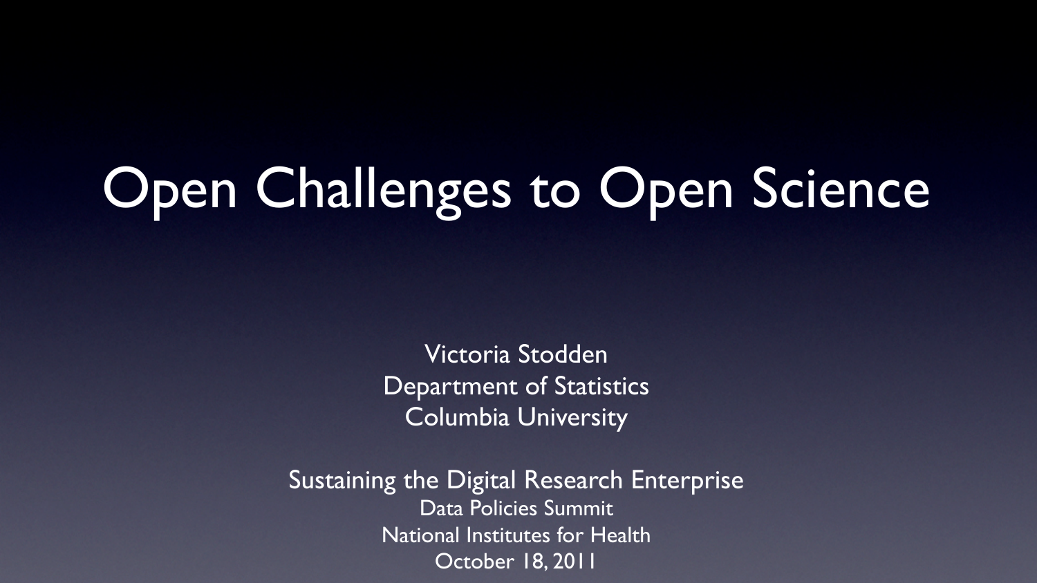# Open Challenges to Open Science

Victoria Stodden
Department of Statistics
Columbia University

Sustaining the Digital Research Enterprise
Data Policies Summit
National Institutes for Health
October 18, 2011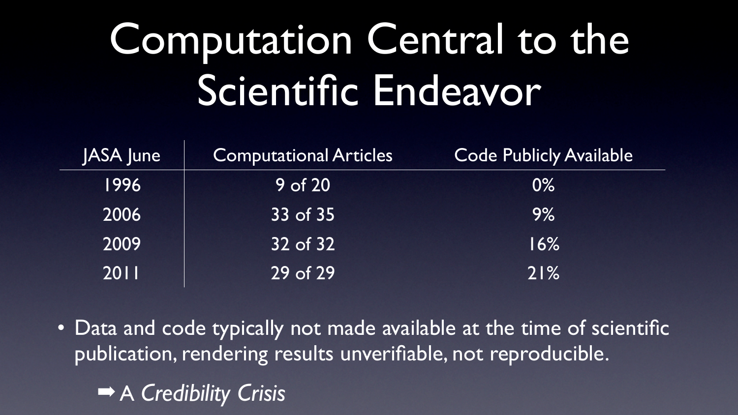# Computation Central to the Scientific Endeavor

| JASA June | Computational Articles | Code Publicly Available |
|---|---|---|
| 1996 | 9 of 20 | 0% |
| 2006 | 33 of 35 | 9% |
| 2009 | 32 of 32 | 16% |
| 2011 | 29 of 29 | 21% |

- Data and code typically not made available at the time of scientific publication, rendering results unverifiable, not reproducible.

  ➡ A *Credibility Crisis*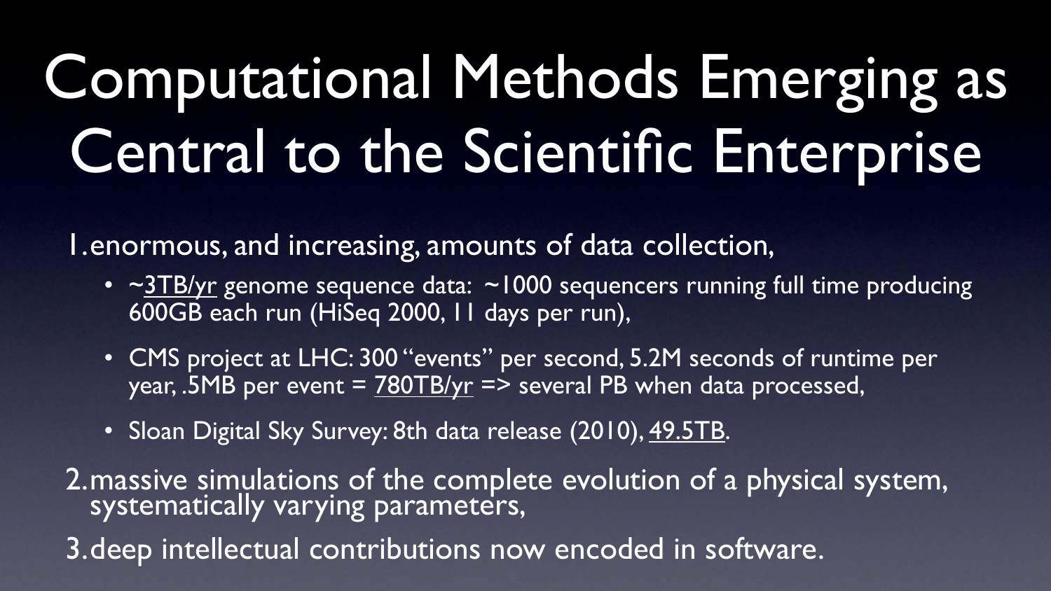# Computational Methods Emerging as Central to the Scientific Enterprise

1. enormous, and increasing, amounts of data collection,
   - ~3TB/yr genome sequence data: ~1000 sequencers running full time producing 600GB each run (HiSeq 2000, 11 days per run),
   - CMS project at LHC: 300 "events" per second, 5.2M seconds of runtime per year, .5MB per event = 780TB/yr => several PB when data processed,
   - Sloan Digital Sky Survey: 8th data release (2010), 49.5TB.
2. massive simulations of the complete evolution of a physical system, systematically varying parameters,
3. deep intellectual contributions now encoded in software.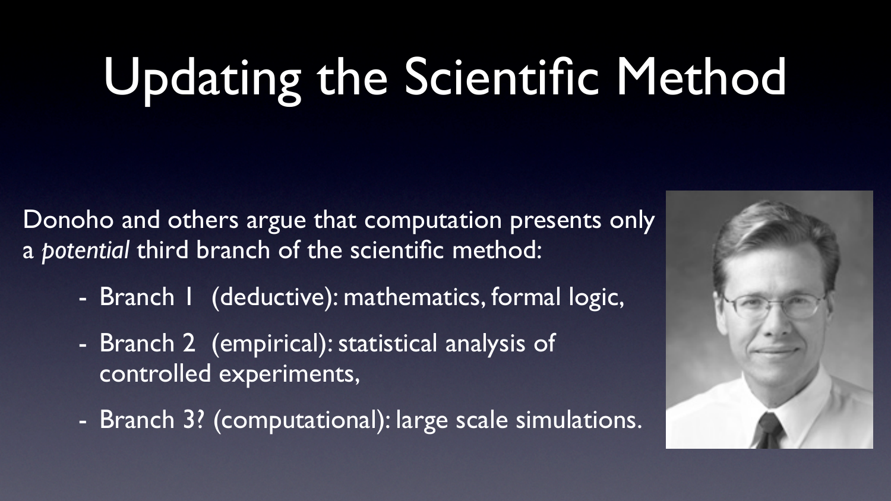# Updating the Scientific Method

Donoho and others argue that computation presents only a *potential* third branch of the scientific method:

- Branch 1 (deductive): mathematics, formal logic,
- Branch 2 (empirical): statistical analysis of controlled experiments,
- Branch 3? (computational): large scale simulations.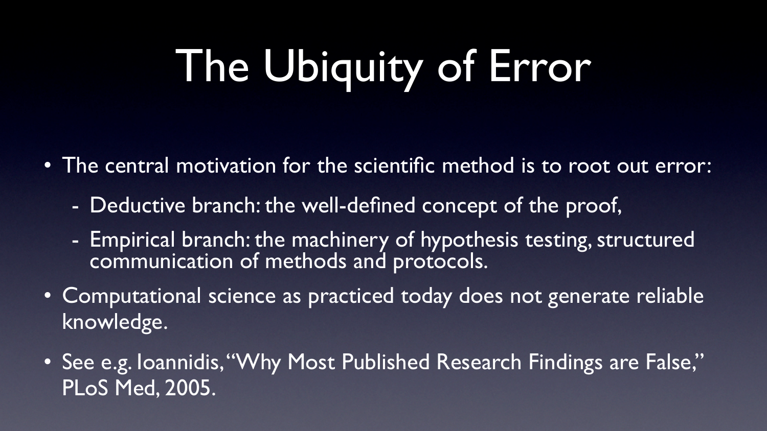# The Ubiquity of Error

- The central motivation for the scientific method is to root out error:
  - Deductive branch: the well-defined concept of the proof,
  - Empirical branch: the machinery of hypothesis testing, structured communication of methods and protocols.
- Computational science as practiced today does not generate reliable knowledge.
- See e.g. Ioannidis, "Why Most Published Research Findings are False," PLoS Med, 2005.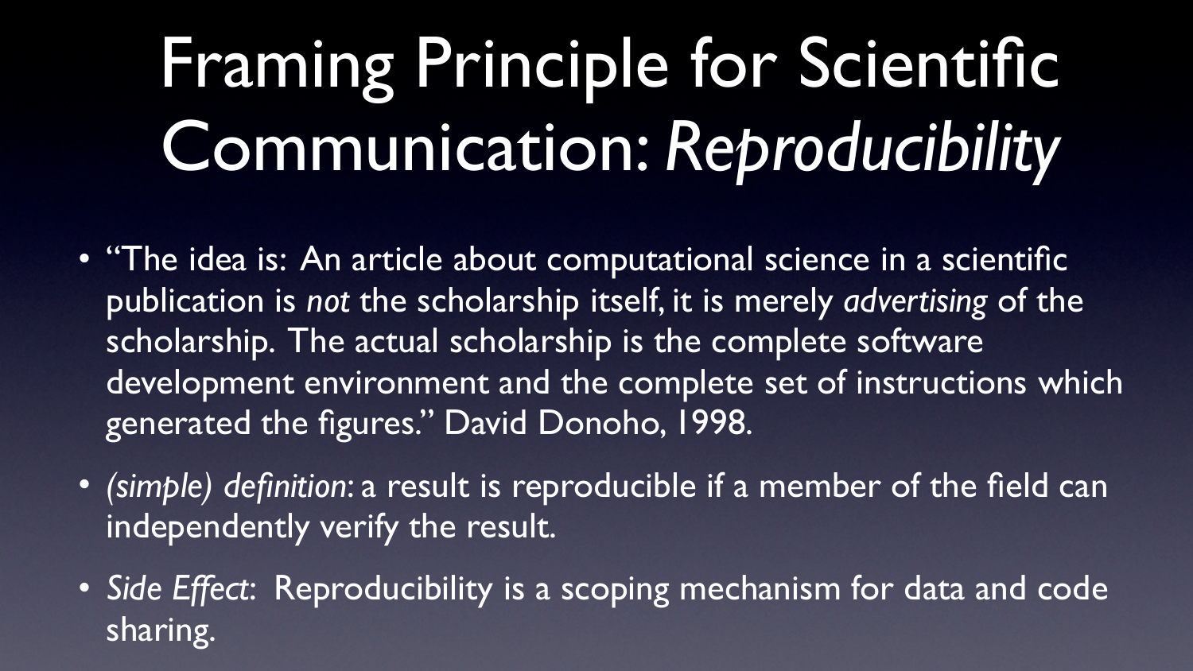# Framing Principle for Scientific Communication: *Reproducibility*

- "The idea is: An article about computational science in a scientific publication is *not* the scholarship itself, it is merely *advertising* of the scholarship. The actual scholarship is the complete software development environment and the complete set of instructions which generated the figures." David Donoho, 1998.
- *(simple) definition*: a result is reproducible if a member of the field can independently verify the result.
- *Side Effect*: Reproducibility is a scoping mechanism for data and code sharing.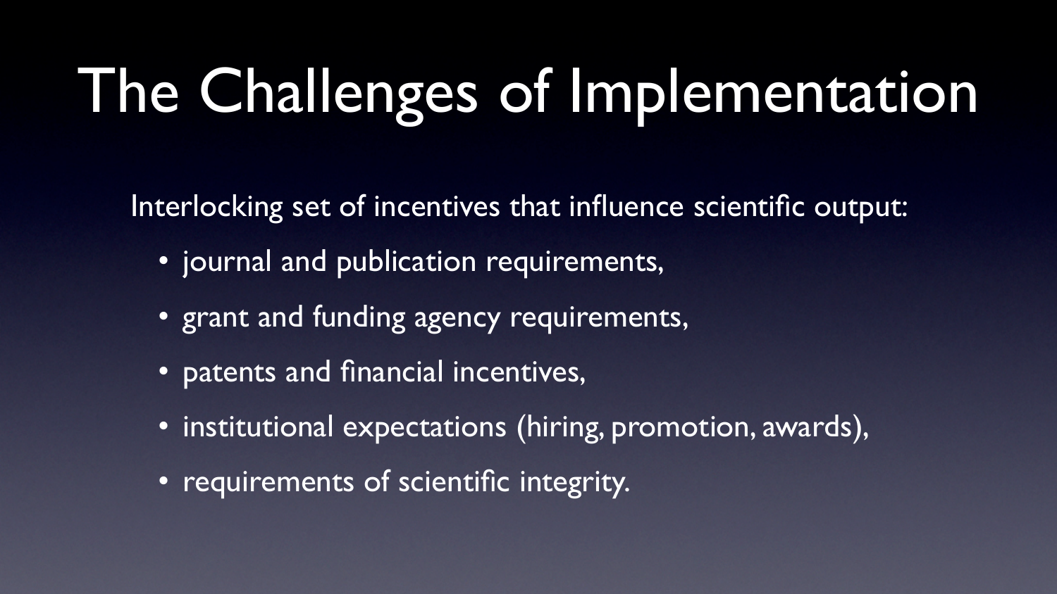# The Challenges of Implementation

Interlocking set of incentives that influence scientific output:

- journal and publication requirements,
- grant and funding agency requirements,
- patents and financial incentives,
- institutional expectations (hiring, promotion, awards),
- requirements of scientific integrity.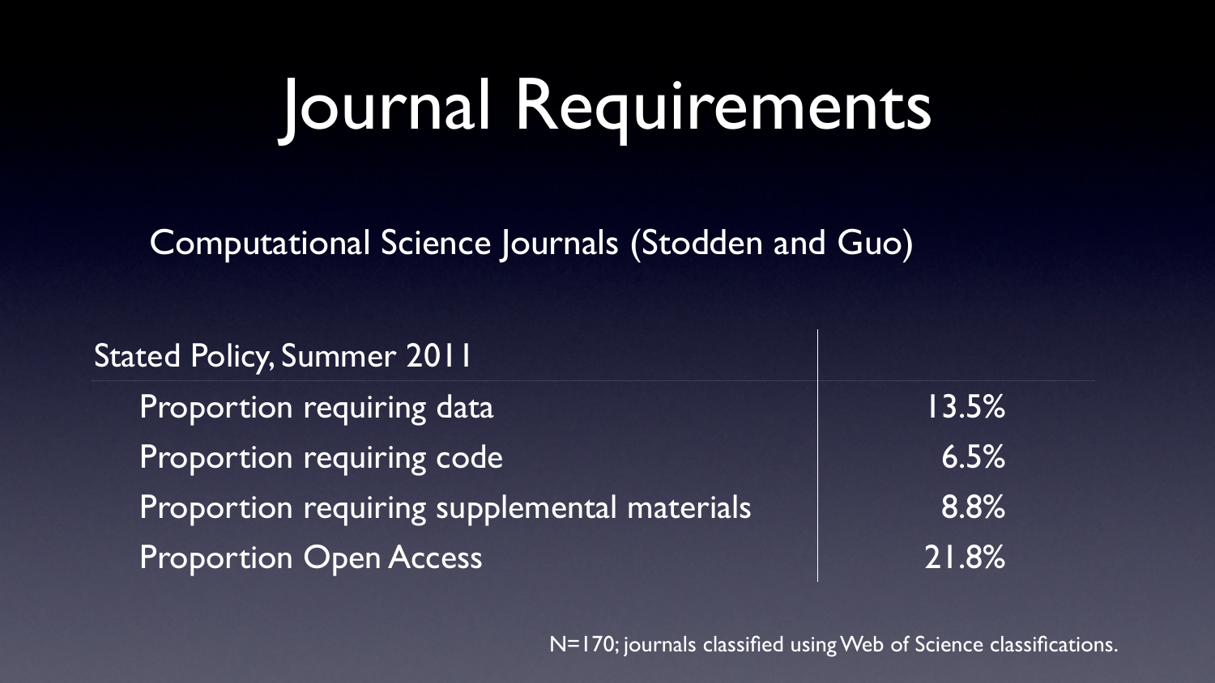# Journal Requirements

Computational Science Journals (Stodden and Guo)

| Stated Policy, Summer 2011 | |
|---|---|
| Proportion requiring data | 13.5% |
| Proportion requiring code | 6.5% |
| Proportion requiring supplemental materials | 8.8% |
| Proportion Open Access | 21.8% |

N=170; journals classified using Web of Science classifications.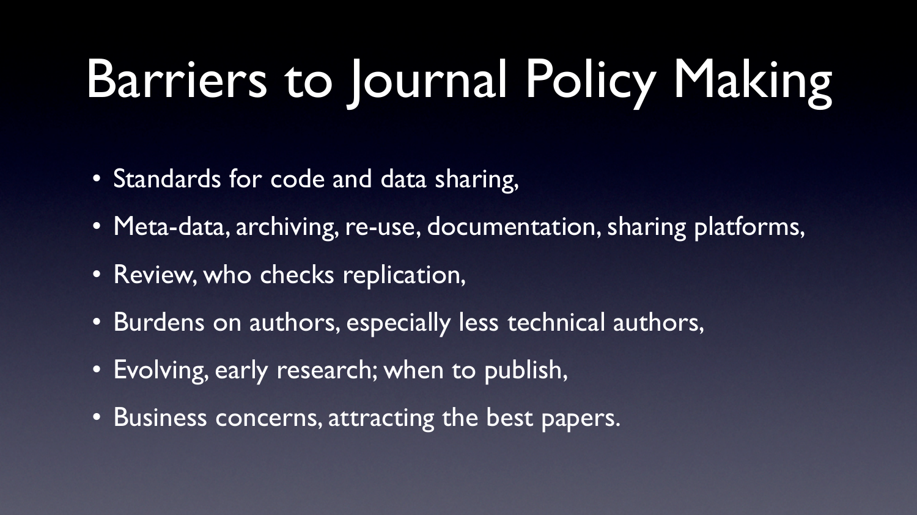# Barriers to Journal Policy Making

- Standards for code and data sharing,
- Meta-data, archiving, re-use, documentation, sharing platforms,
- Review, who checks replication,
- Burdens on authors, especially less technical authors,
- Evolving, early research; when to publish,
- Business concerns, attracting the best papers.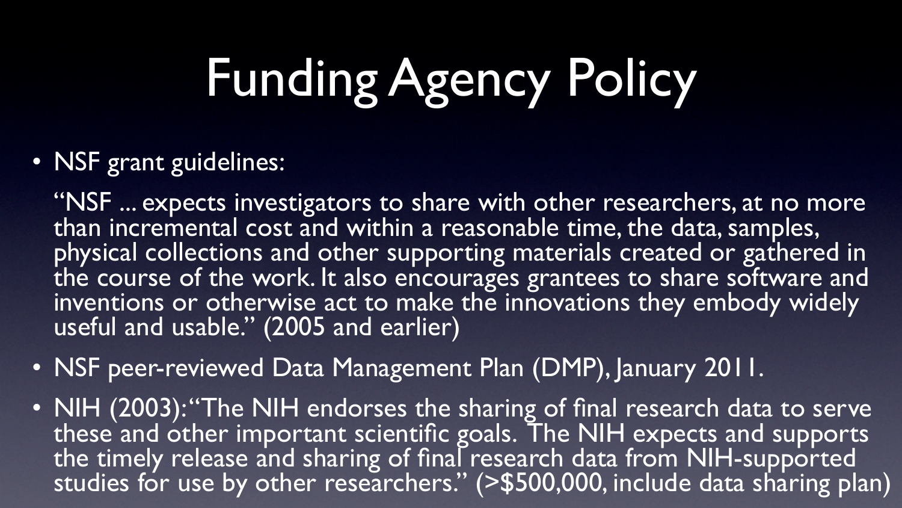# Funding Agency Policy

- NSF grant guidelines:

  "NSF ... expects investigators to share with other researchers, at no more than incremental cost and within a reasonable time, the data, samples, physical collections and other supporting materials created or gathered in the course of the work. It also encourages grantees to share software and inventions or otherwise act to make the innovations they embody widely useful and usable." (2005 and earlier)

- NSF peer-reviewed Data Management Plan (DMP), January 2011.
- NIH (2003): "The NIH endorses the sharing of final research data to serve these and other important scientific goals. The NIH expects and supports the timely release and sharing of final research data from NIH-supported studies for use by other researchers." (>$500,000, include data sharing plan)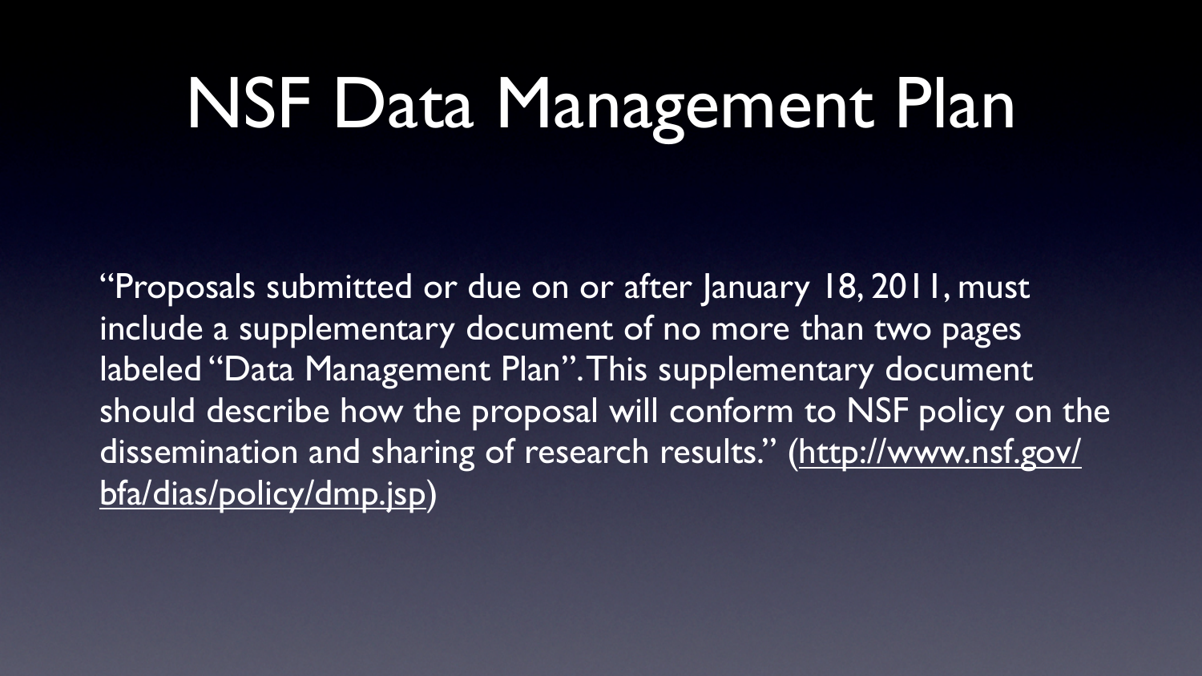# NSF Data Management Plan

"Proposals submitted or due on or after January 18, 2011, must include a supplementary document of no more than two pages labeled "Data Management Plan". This supplementary document should describe how the proposal will conform to NSF policy on the dissemination and sharing of research results." (http://www.nsf.gov/bfa/dias/policy/dmp.jsp)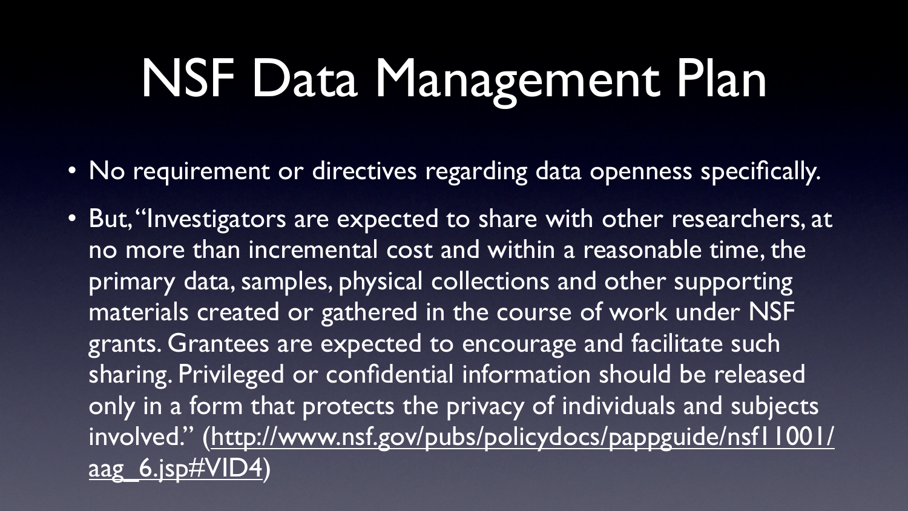# NSF Data Management Plan

- No requirement or directives regarding data openness specifically.
- But, "Investigators are expected to share with other researchers, at no more than incremental cost and within a reasonable time, the primary data, samples, physical collections and other supporting materials created or gathered in the course of work under NSF grants. Grantees are expected to encourage and facilitate such sharing. Privileged or confidential information should be released only in a form that protects the privacy of individuals and subjects involved." (http://www.nsf.gov/pubs/policydocs/pappguide/nsf11001/aag_6.jsp#VID4)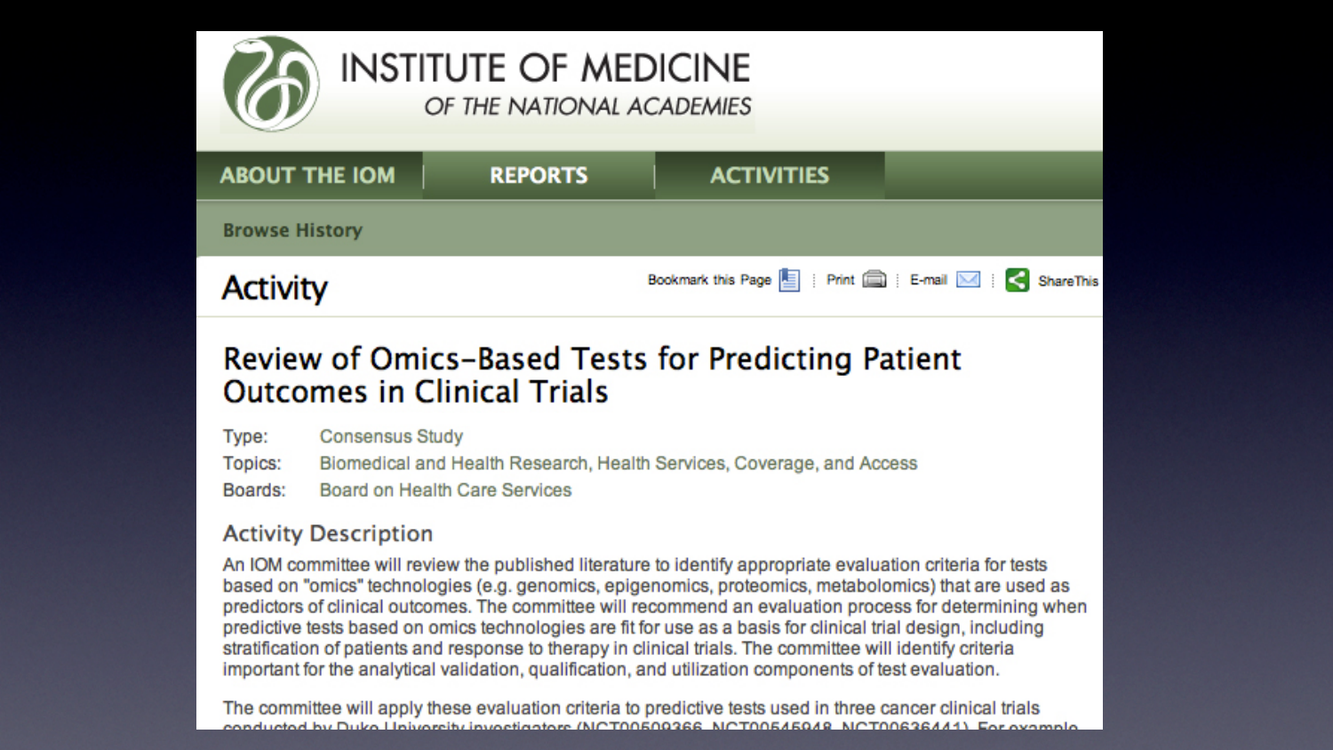# INSTITUTE OF MEDICINE

*OF THE NATIONAL ACADEMIES*

ABOUT THE IOM | REPORTS | ACTIVITIES

Browse History

## Activity

Bookmark this Page | Print | E-mail | ShareThis

## Review of Omics-Based Tests for Predicting Patient Outcomes in Clinical Trials

Type: Consensus Study

Topics: Biomedical and Health Research, Health Services, Coverage, and Access

Boards: Board on Health Care Services

### Activity Description

An IOM committee will review the published literature to identify appropriate evaluation criteria for tests based on "omics" technologies (e.g. genomics, epigenomics, proteomics, metabolomics) that are used as predictors of clinical outcomes. The committee will recommend an evaluation process for determining when predictive tests based on omics technologies are fit for use as a basis for clinical trial design, including stratification of patients and response to therapy in clinical trials. The committee will identify criteria important for the analytical validation, qualification, and utilization components of test evaluation.

The committee will apply these evaluation criteria to predictive tests used in three cancer clinical trials conducted by Duke University investigators (NCT00509366, NCT00545948, NCT00636441). For example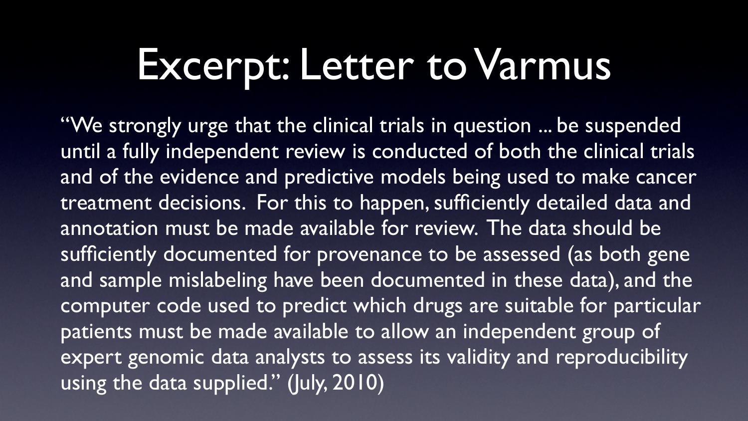# Excerpt: Letter to Varmus

"We strongly urge that the clinical trials in question ... be suspended until a fully independent review is conducted of both the clinical trials and of the evidence and predictive models being used to make cancer treatment decisions. For this to happen, sufficiently detailed data and annotation must be made available for review. The data should be sufficiently documented for provenance to be assessed (as both gene and sample mislabeling have been documented in these data), and the computer code used to predict which drugs are suitable for particular patients must be made available to allow an independent group of expert genomic data analysts to assess its validity and reproducibility using the data supplied." (July, 2010)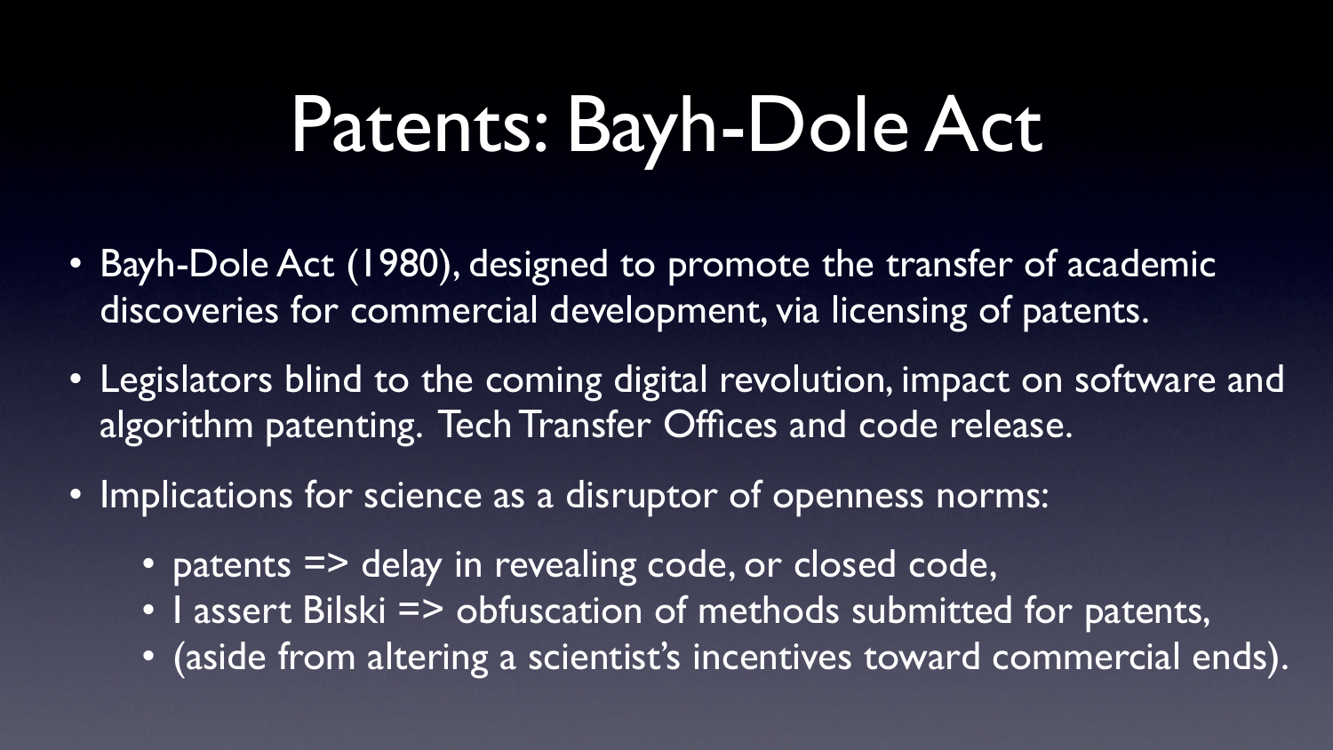# Patents: Bayh-Dole Act

- Bayh-Dole Act (1980), designed to promote the transfer of academic discoveries for commercial development, via licensing of patents.
- Legislators blind to the coming digital revolution, impact on software and algorithm patenting. Tech Transfer Offices and code release.
- Implications for science as a disruptor of openness norms:
  - patents => delay in revealing code, or closed code,
  - I assert Bilski => obfuscation of methods submitted for patents,
  - (aside from altering a scientist's incentives toward commercial ends).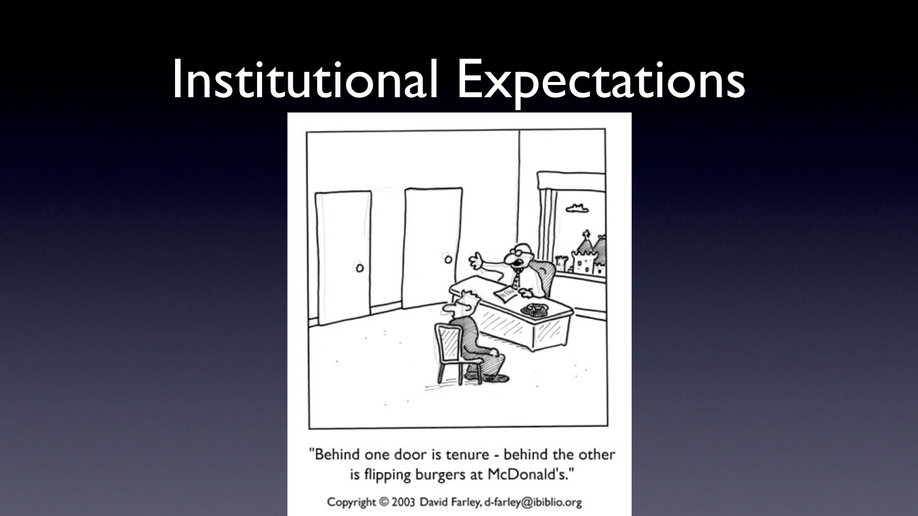# Institutional Expectations

"Behind one door is tenure - behind the other is flipping burgers at McDonald's."

Copyright © 2003 David Farley, d-farley@ibiblio.org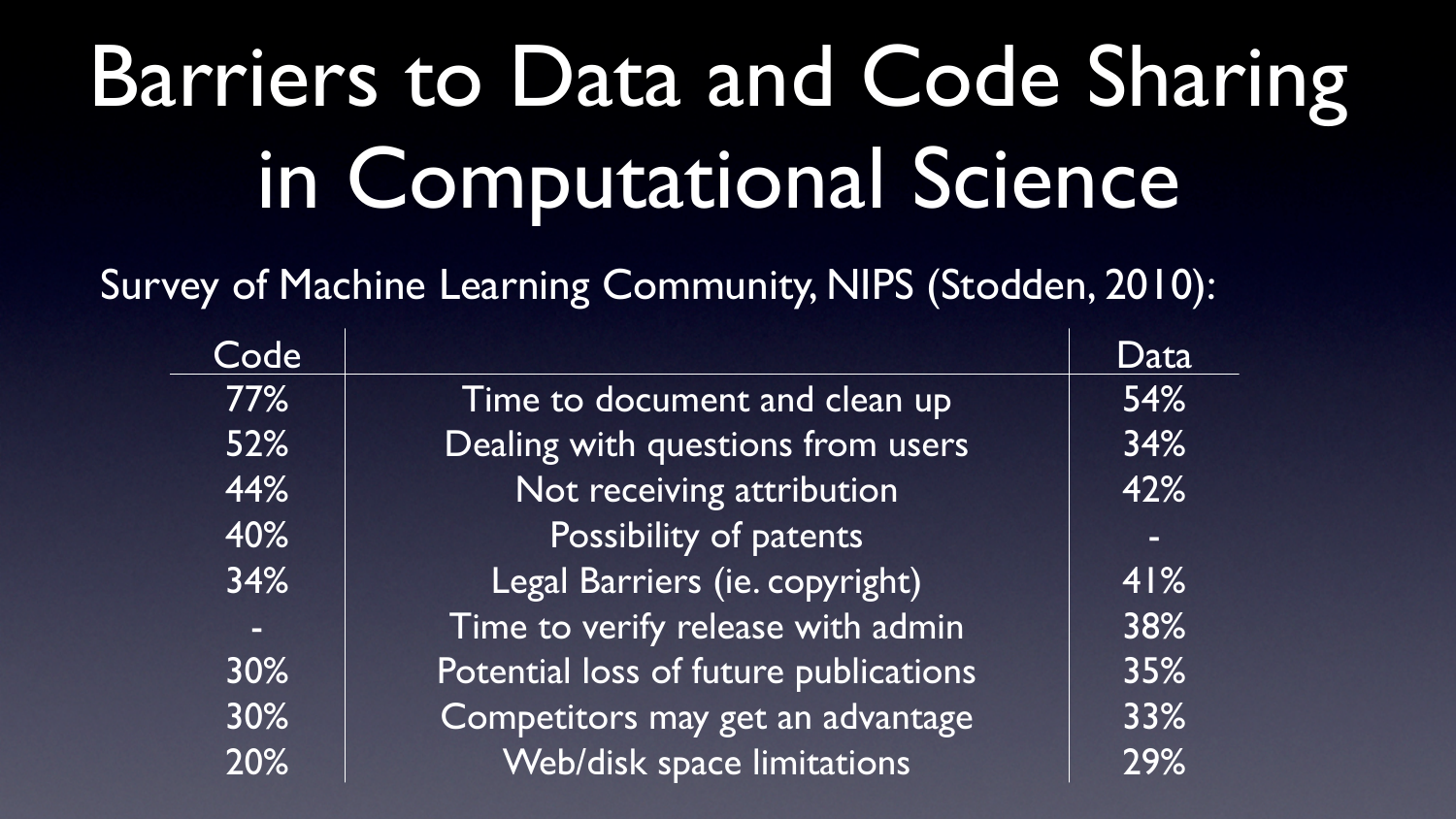# Barriers to Data and Code Sharing in Computational Science

Survey of Machine Learning Community, NIPS (Stodden, 2010):

| Code | | Data |
|---|---|---|
| 77% | Time to document and clean up | 54% |
| 52% | Dealing with questions from users | 34% |
| 44% | Not receiving attribution | 42% |
| 40% | Possibility of patents | - |
| 34% | Legal Barriers (ie. copyright) | 41% |
| - | Time to verify release with admin | 38% |
| 30% | Potential loss of future publications | 35% |
| 30% | Competitors may get an advantage | 33% |
| 20% | Web/disk space limitations | 29% |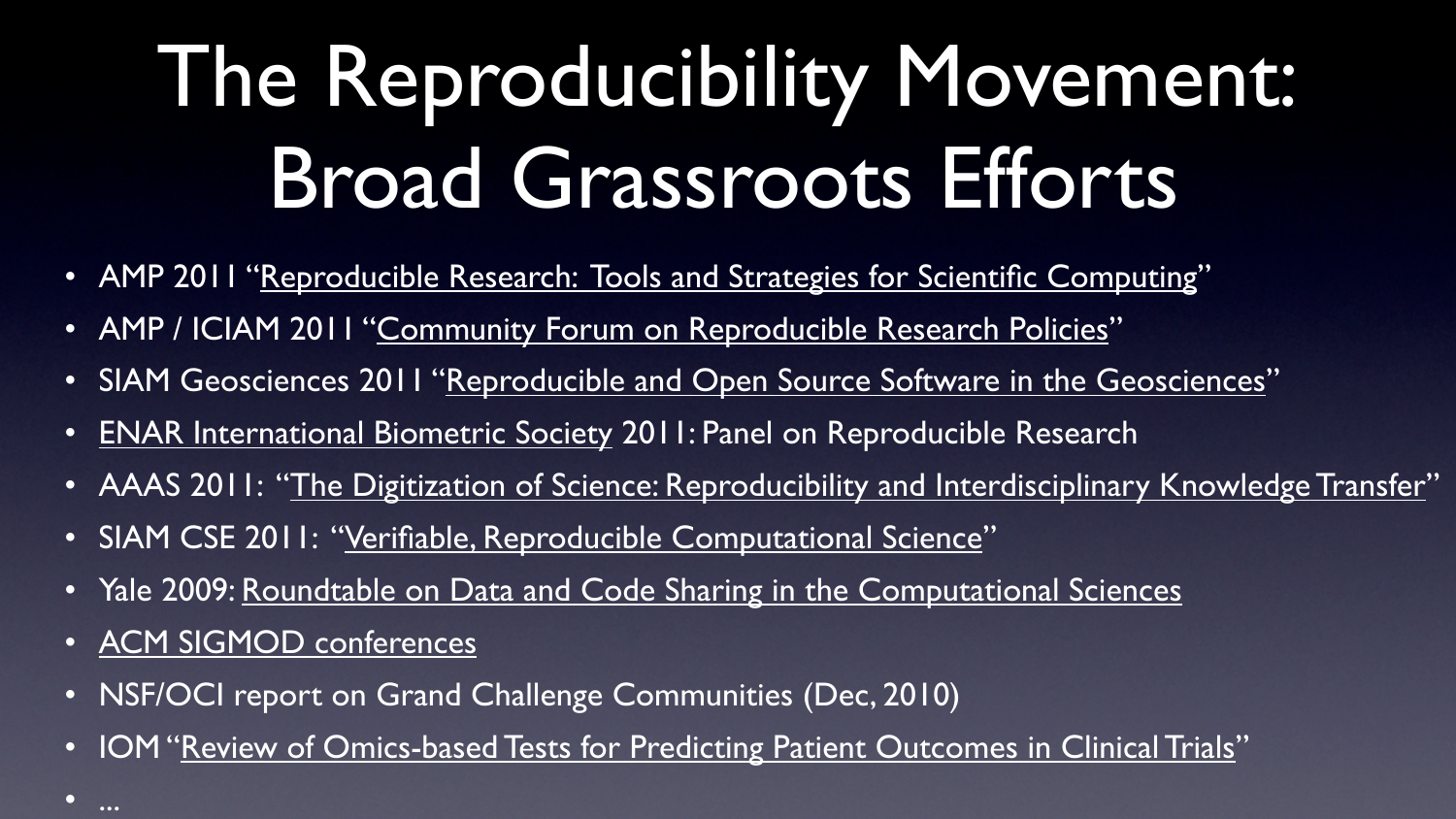# The Reproducibility Movement: Broad Grassroots Efforts

- AMP 2011 "Reproducible Research: Tools and Strategies for Scientific Computing"
- AMP / ICIAM 2011 "Community Forum on Reproducible Research Policies"
- SIAM Geosciences 2011 "Reproducible and Open Source Software in the Geosciences"
- ENAR International Biometric Society 2011: Panel on Reproducible Research
- AAAS 2011: "The Digitization of Science: Reproducibility and Interdisciplinary Knowledge Transfer"
- SIAM CSE 2011: "Verifiable, Reproducible Computational Science"
- Yale 2009: Roundtable on Data and Code Sharing in the Computational Sciences
- ACM SIGMOD conferences
- NSF/OCI report on Grand Challenge Communities (Dec, 2010)
- IOM "Review of Omics-based Tests for Predicting Patient Outcomes in Clinical Trials"
- ...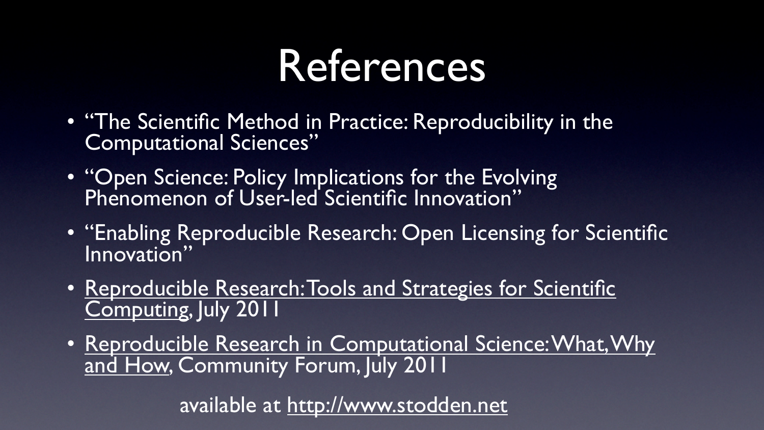# References

- "The Scientific Method in Practice: Reproducibility in the Computational Sciences"
- "Open Science: Policy Implications for the Evolving Phenomenon of User-led Scientific Innovation"
- "Enabling Reproducible Research: Open Licensing for Scientific Innovation"
- Reproducible Research: Tools and Strategies for Scientific Computing, July 2011
- Reproducible Research in Computational Science: What, Why and How, Community Forum, July 2011

available at http://www.stodden.net